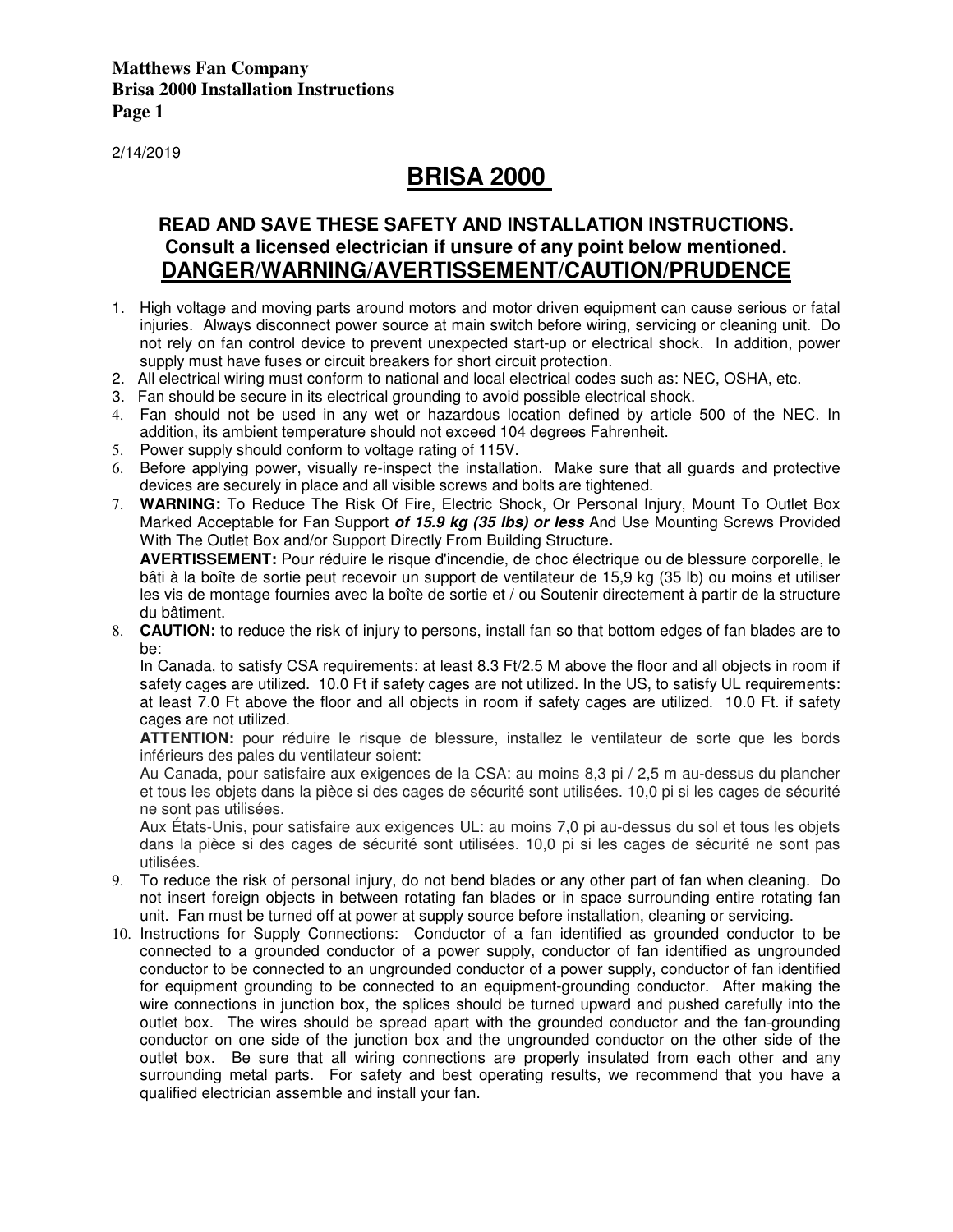2/14/2019

# BRISA 2000

### READ AND SAVE THESE SAFETY AND INSTALLATION INSTRUCTIONS.
### Consult a licensed electrician if unsure of any point below mentioned.
## DANGER/WARNING/AVERTISSEMENT/CAUTION/PRUDENCE

1. High voltage and moving parts around motors and motor driven equipment can cause serious or fatal injuries. Always disconnect power source at main switch before wiring, servicing or cleaning unit. Do not rely on fan control device to prevent unexpected start-up or electrical shock. In addition, power supply must have fuses or circuit breakers for short circuit protection.
2. All electrical wiring must conform to national and local electrical codes such as: NEC, OSHA, etc.
3. Fan should be secure in its electrical grounding to avoid possible electrical shock.
4. Fan should not be used in any wet or hazardous location defined by article 500 of the NEC. In addition, its ambient temperature should not exceed 104 degrees Fahrenheit.
5. Power supply should conform to voltage rating of 115V.
6. Before applying power, visually re-inspect the installation. Make sure that all guards and protective devices are securely in place and all visible screws and bolts are tightened.
7. **WARNING:** To Reduce The Risk Of Fire, Electric Shock, Or Personal Injury, Mount To Outlet Box Marked Acceptable for Fan Support ***of 15.9 kg (35 lbs) or less*** And Use Mounting Screws Provided With The Outlet Box and/or Support Directly From Building Structure**.**

   **AVERTISSEMENT:** Pour réduire le risque d'incendie, de choc électrique ou de blessure corporelle, le bâti à la boîte de sortie peut recevoir un support de ventilateur de 15,9 kg (35 lb) ou moins et utiliser les vis de montage fournies avec la boîte de sortie et / ou Soutenir directement à partir de la structure du bâtiment.
8. **CAUTION:** to reduce the risk of injury to persons, install fan so that bottom edges of fan blades are to be:

   In Canada, to satisfy CSA requirements: at least 8.3 Ft/2.5 M above the floor and all objects in room if safety cages are utilized. 10.0 Ft if safety cages are not utilized. In the US, to satisfy UL requirements: at least 7.0 Ft above the floor and all objects in room if safety cages are utilized. 10.0 Ft. if safety cages are not utilized.

   **ATTENTION:** pour réduire le risque de blessure, installez le ventilateur de sorte que les bords inférieurs des pales du ventilateur soient:

   Au Canada, pour satisfaire aux exigences de la CSA: au moins 8,3 pi / 2,5 m au-dessus du plancher et tous les objets dans la pièce si des cages de sécurité sont utilisées. 10,0 pi si les cages de sécurité ne sont pas utilisées.

   Aux États-Unis, pour satisfaire aux exigences UL: au moins 7,0 pi au-dessus du sol et tous les objets dans la pièce si des cages de sécurité sont utilisées. 10,0 pi si les cages de sécurité ne sont pas utilisées.
9. To reduce the risk of personal injury, do not bend blades or any other part of fan when cleaning. Do not insert foreign objects in between rotating fan blades or in space surrounding entire rotating fan unit. Fan must be turned off at power at supply source before installation, cleaning or servicing.
10. Instructions for Supply Connections: Conductor of a fan identified as grounded conductor to be connected to a grounded conductor of a power supply, conductor of fan identified as ungrounded conductor to be connected to an ungrounded conductor of a power supply, conductor of fan identified for equipment grounding to be connected to an equipment-grounding conductor. After making the wire connections in junction box, the splices should be turned upward and pushed carefully into the outlet box. The wires should be spread apart with the grounded conductor and the fan-grounding conductor on one side of the junction box and the ungrounded conductor on the other side of the outlet box. Be sure that all wiring connections are properly insulated from each other and any surrounding metal parts. For safety and best operating results, we recommend that you have a qualified electrician assemble and install your fan.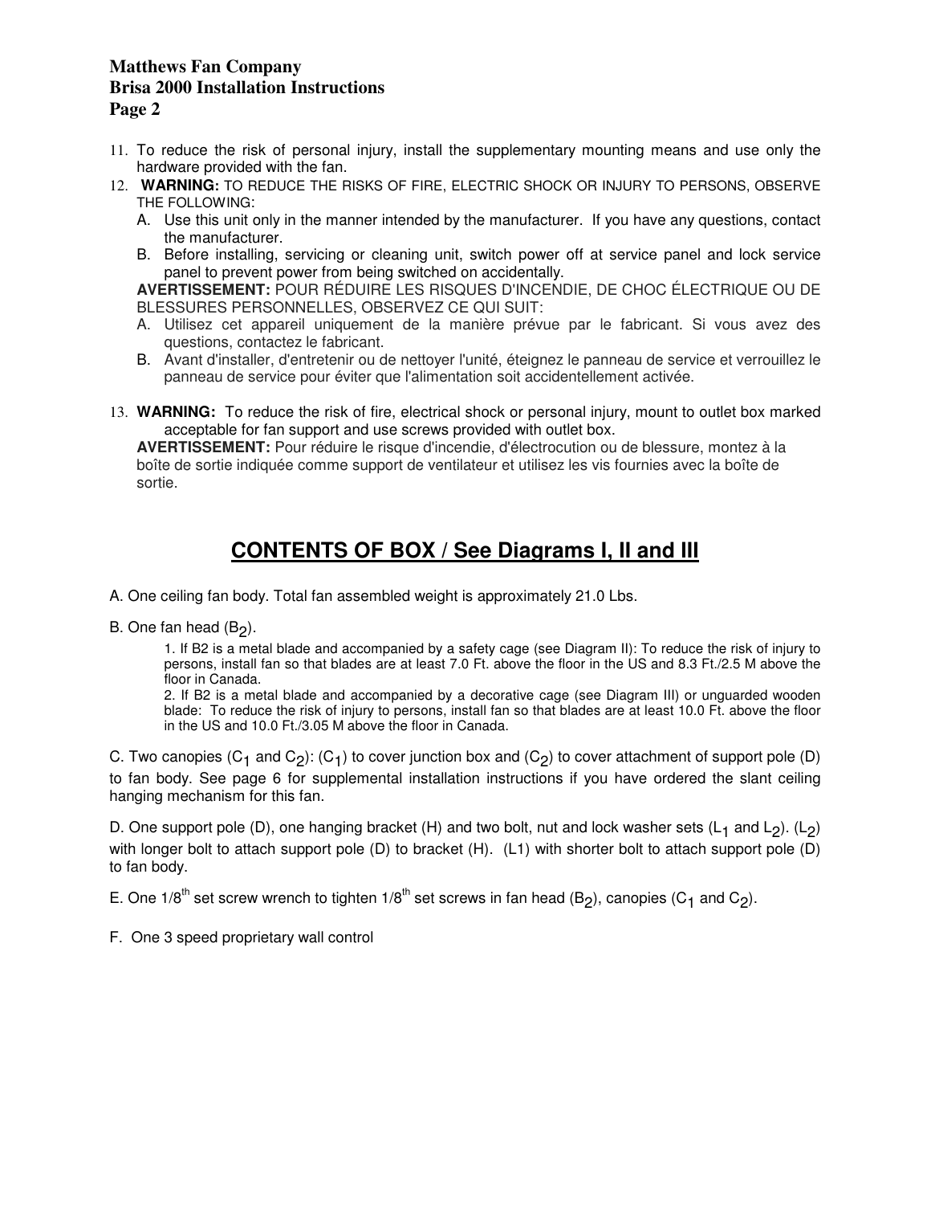11. To reduce the risk of personal injury, install the supplementary mounting means and use only the hardware provided with the fan.
12. **WARNING:** TO REDUCE THE RISKS OF FIRE, ELECTRIC SHOCK OR INJURY TO PERSONS, OBSERVE THE FOLLOWING:
    A. Use this unit only in the manner intended by the manufacturer. If you have any questions, contact the manufacturer.
    B. Before installing, servicing or cleaning unit, switch power off at service panel and lock service panel to prevent power from being switched on accidentally.

    **AVERTISSEMENT:** POUR RÉDUIRE LES RISQUES D'INCENDIE, DE CHOC ÉLECTRIQUE OU DE BLESSURES PERSONNELLES, OBSERVEZ CE QUI SUIT:
    A. Utilisez cet appareil uniquement de la manière prévue par le fabricant. Si vous avez des questions, contactez le fabricant.
    B. Avant d'installer, d'entretenir ou de nettoyer l'unité, éteignez le panneau de service et verrouillez le panneau de service pour éviter que l'alimentation soit accidentellement activée.
13. **WARNING:** To reduce the risk of fire, electrical shock or personal injury, mount to outlet box marked acceptable for fan support and use screws provided with outlet box.

    **AVERTISSEMENT:** Pour réduire le risque d'incendie, d'électrocution ou de blessure, montez à la boîte de sortie indiquée comme support de ventilateur et utilisez les vis fournies avec la boîte de sortie.

## CONTENTS OF BOX / See Diagrams I, II and III

A. One ceiling fan body. Total fan assembled weight is approximately 21.0 Lbs.

B. One fan head ($B_2$).

> 1. If B2 is a metal blade and accompanied by a safety cage (see Diagram II): To reduce the risk of injury to persons, install fan so that blades are at least 7.0 Ft. above the floor in the US and 8.3 Ft./2.5 M above the floor in Canada.
> 2. If B2 is a metal blade and accompanied by a decorative cage (see Diagram III) or unguarded wooden blade: To reduce the risk of injury to persons, install fan so that blades are at least 10.0 Ft. above the floor in the US and 10.0 Ft./3.05 M above the floor in Canada.

C. Two canopies ($C_1$ and $C_2$): ($C_1$) to cover junction box and ($C_2$) to cover attachment of support pole (D) to fan body. See page 6 for supplemental installation instructions if you have ordered the slant ceiling hanging mechanism for this fan.

D. One support pole (D), one hanging bracket (H) and two bolt, nut and lock washer sets ($L_1$ and $L_2$). ($L_2$) with longer bolt to attach support pole (D) to bracket (H). (L1) with shorter bolt to attach support pole (D) to fan body.

E. One 1/8$^{th}$ set screw wrench to tighten 1/8$^{th}$ set screws in fan head ($B_2$), canopies ($C_1$ and $C_2$).

F. One 3 speed proprietary wall control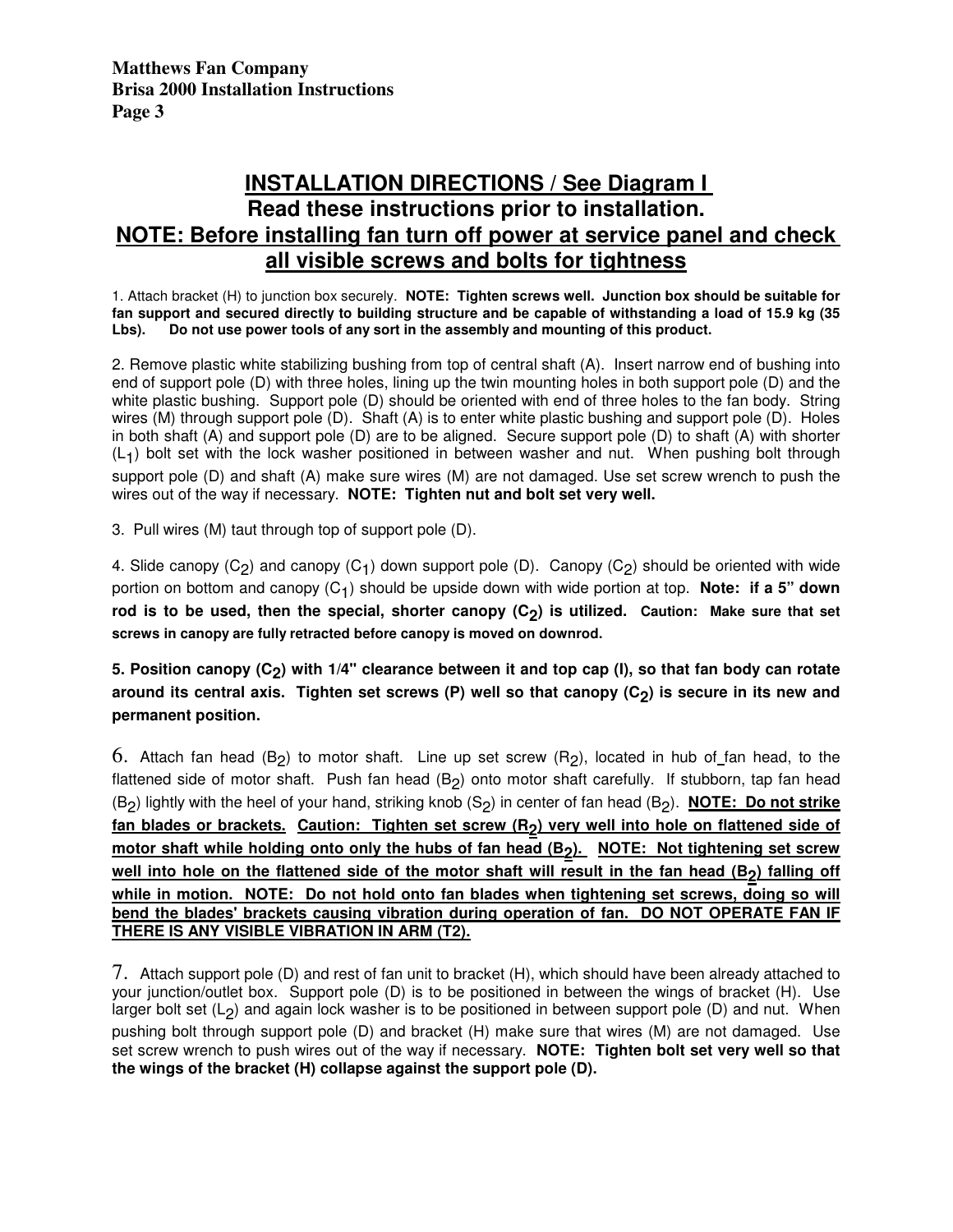## INSTALLATION DIRECTIONS / See Diagram I

## Read these instructions prior to installation.

## NOTE: Before installing fan turn off power at service panel and check all visible screws and bolts for tightness

1. Attach bracket (H) to junction box securely. **NOTE: Tighten screws well. Junction box should be suitable for fan support and secured directly to building structure and be capable of withstanding a load of 15.9 kg (35 Lbs). Do not use power tools of any sort in the assembly and mounting of this product.**

2. Remove plastic white stabilizing bushing from top of central shaft (A). Insert narrow end of bushing into end of support pole (D) with three holes, lining up the twin mounting holes in both support pole (D) and the white plastic bushing. Support pole (D) should be oriented with end of three holes to the fan body. String wires (M) through support pole (D). Shaft (A) is to enter white plastic bushing and support pole (D). Holes in both shaft (A) and support pole (D) are to be aligned. Secure support pole (D) to shaft (A) with shorter ($L_1$) bolt set with the lock washer positioned in between washer and nut. When pushing bolt through support pole (D) and shaft (A) make sure wires (M) are not damaged. Use set screw wrench to push the wires out of the way if necessary. **NOTE: Tighten nut and bolt set very well.**

3. Pull wires (M) taut through top of support pole (D).

4. Slide canopy ($C_2$) and canopy ($C_1$) down support pole (D). Canopy ($C_2$) should be oriented with wide portion on bottom and canopy ($C_1$) should be upside down with wide portion at top. **Note: if a 5" down rod is to be used, then the special, shorter canopy ($C_2$) is utilized. Caution: Make sure that set screws in canopy are fully retracted before canopy is moved on downrod.**

**5. Position canopy ($C_2$) with 1/4" clearance between it and top cap (I), so that fan body can rotate around its central axis. Tighten set screws (P) well so that canopy ($C_2$) is secure in its new and permanent position.**

6. Attach fan head ($B_2$) to motor shaft. Line up set screw ($R_2$), located in hub of fan head, to the flattened side of motor shaft. Push fan head ($B_2$) onto motor shaft carefully. If stubborn, tap fan head ($B_2$) lightly with the heel of your hand, striking knob ($S_2$) in center of fan head ($B_2$). **NOTE: Do not strike fan blades or brackets. Caution: Tighten set screw ($R_2$) very well into hole on flattened side of motor shaft while holding onto only the hubs of fan head ($B_2$). NOTE: Not tightening set screw well into hole on the flattened side of the motor shaft will result in the fan head ($B_2$) falling off while in motion. NOTE: Do not hold onto fan blades when tightening set screws, doing so will bend the blades' brackets causing vibration during operation of fan. DO NOT OPERATE FAN IF THERE IS ANY VISIBLE VIBRATION IN ARM (T2).**

7. Attach support pole (D) and rest of fan unit to bracket (H), which should have been already attached to your junction/outlet box. Support pole (D) is to be positioned in between the wings of bracket (H). Use larger bolt set ($L_2$) and again lock washer is to be positioned in between support pole (D) and nut. When pushing bolt through support pole (D) and bracket (H) make sure that wires (M) are not damaged. Use set screw wrench to push wires out of the way if necessary. **NOTE: Tighten bolt set very well so that the wings of the bracket (H) collapse against the support pole (D).**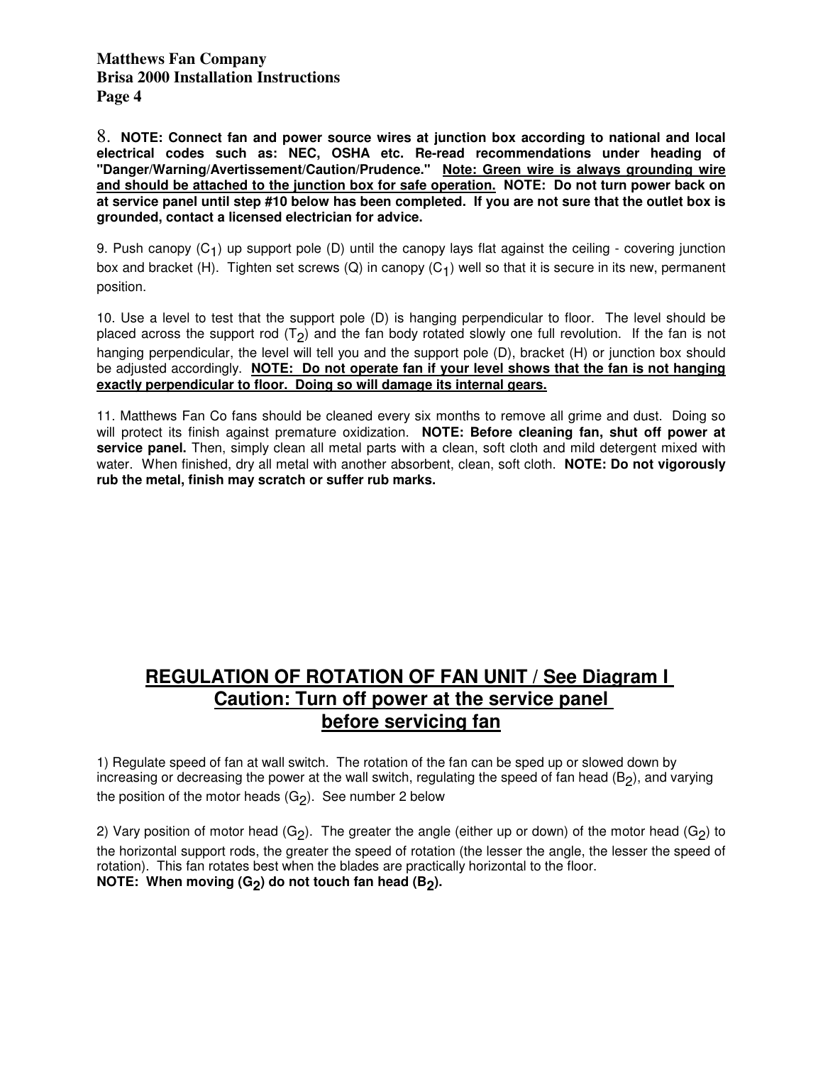8. **NOTE: Connect fan and power source wires at junction box according to national and local electrical codes such as: NEC, OSHA etc. Re-read recommendations under heading of "Danger/Warning/Avertissement/Caution/Prudence."** **<u>Note: Green wire is always grounding wire and should be attached to the junction box for safe operation.</u>** **NOTE: Do not turn power back on at service panel until step #10 below has been completed. If you are not sure that the outlet box is grounded, contact a licensed electrician for advice.**

9. Push canopy ($C_1$) up support pole (D) until the canopy lays flat against the ceiling - covering junction box and bracket (H). Tighten set screws (Q) in canopy ($C_1$) well so that it is secure in its new, permanent position.

10. Use a level to test that the support pole (D) is hanging perpendicular to floor. The level should be placed across the support rod ($T_2$) and the fan body rotated slowly one full revolution. If the fan is not hanging perpendicular, the level will tell you and the support pole (D), bracket (H) or junction box should be adjusted accordingly. **<u>NOTE: Do not operate fan if your level shows that the fan is not hanging exactly perpendicular to floor. Doing so will damage its internal gears.</u>**

11. Matthews Fan Co fans should be cleaned every six months to remove all grime and dust. Doing so will protect its finish against premature oxidization. **NOTE: Before cleaning fan, shut off power at service panel.** Then, simply clean all metal parts with a clean, soft cloth and mild detergent mixed with water. When finished, dry all metal with another absorbent, clean, soft cloth. **NOTE: Do not vigorously rub the metal, finish may scratch or suffer rub marks.**

## <u>REGULATION OF ROTATION OF FAN UNIT / See Diagram I</u>
## <u>Caution: Turn off power at the service panel before servicing fan</u>

1) Regulate speed of fan at wall switch. The rotation of the fan can be sped up or slowed down by increasing or decreasing the power at the wall switch, regulating the speed of fan head ($B_2$), and varying the position of the motor heads ($G_2$). See number 2 below

2) Vary position of motor head ($G_2$). The greater the angle (either up or down) of the motor head ($G_2$) to the horizontal support rods, the greater the speed of rotation (the lesser the angle, the lesser the speed of rotation). This fan rotates best when the blades are practically horizontal to the floor.
**NOTE: When moving ($G_2$) do not touch fan head ($B_2$).**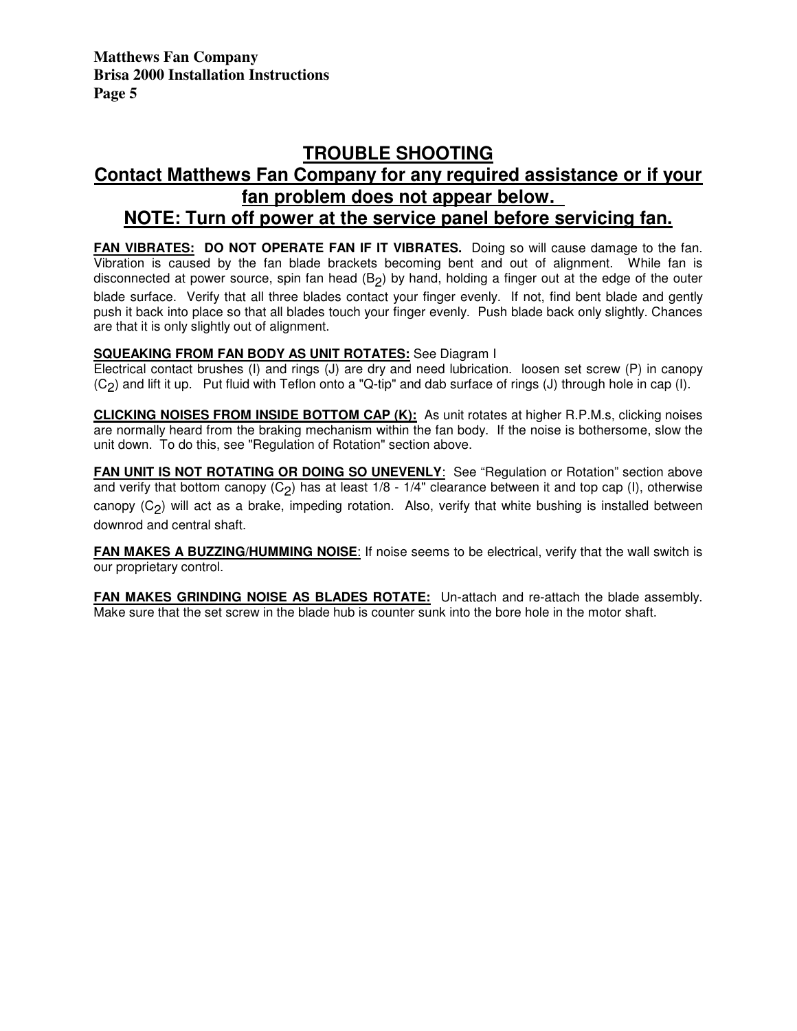## TROUBLE SHOOTING

## Contact Matthews Fan Company for any required assistance or if your fan problem does not appear below.

## NOTE: Turn off power at the service panel before servicing fan.

**FAN VIBRATES: DO NOT OPERATE FAN IF IT VIBRATES.** Doing so will cause damage to the fan. Vibration is caused by the fan blade brackets becoming bent and out of alignment. While fan is disconnected at power source, spin fan head ($B_2$) by hand, holding a finger out at the edge of the outer blade surface. Verify that all three blades contact your finger evenly. If not, find bent blade and gently push it back into place so that all blades touch your finger evenly. Push blade back only slightly. Chances are that it is only slightly out of alignment.

**SQUEAKING FROM FAN BODY AS UNIT ROTATES:** See Diagram I
Electrical contact brushes (I) and rings (J) are dry and need lubrication. loosen set screw (P) in canopy ($C_2$) and lift it up. Put fluid with Teflon onto a "Q-tip" and dab surface of rings (J) through hole in cap (I).

**CLICKING NOISES FROM INSIDE BOTTOM CAP (K):** As unit rotates at higher R.P.M.s, clicking noises are normally heard from the braking mechanism within the fan body. If the noise is bothersome, slow the unit down. To do this, see "Regulation of Rotation" section above.

**FAN UNIT IS NOT ROTATING OR DOING SO UNEVENLY**: See "Regulation or Rotation" section above and verify that bottom canopy ($C_2$) has at least 1/8 - 1/4" clearance between it and top cap (I), otherwise canopy ($C_2$) will act as a brake, impeding rotation. Also, verify that white bushing is installed between downrod and central shaft.

**FAN MAKES A BUZZING/HUMMING NOISE**: If noise seems to be electrical, verify that the wall switch is our proprietary control.

**FAN MAKES GRINDING NOISE AS BLADES ROTATE:** Un-attach and re-attach the blade assembly. Make sure that the set screw in the blade hub is counter sunk into the bore hole in the motor shaft.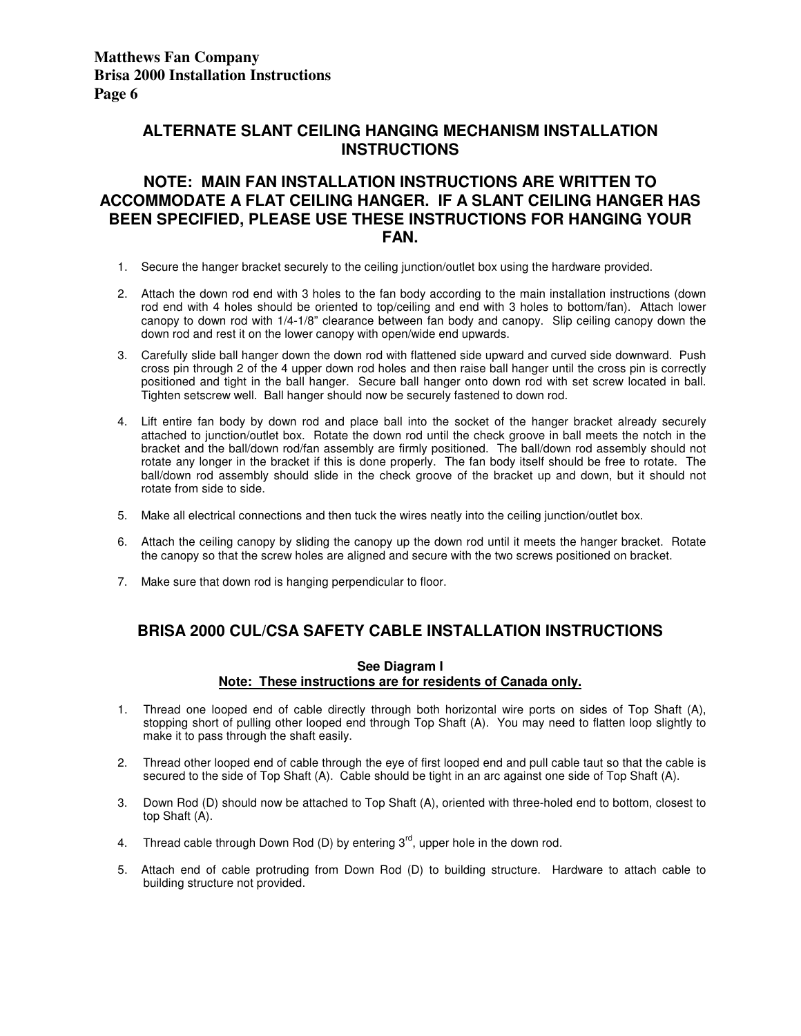## ALTERNATE SLANT CEILING HANGING MECHANISM INSTALLATION INSTRUCTIONS

### NOTE: MAIN FAN INSTALLATION INSTRUCTIONS ARE WRITTEN TO ACCOMMODATE A FLAT CEILING HANGER. IF A SLANT CEILING HANGER HAS BEEN SPECIFIED, PLEASE USE THESE INSTRUCTIONS FOR HANGING YOUR FAN.

1. Secure the hanger bracket securely to the ceiling junction/outlet box using the hardware provided.
2. Attach the down rod end with 3 holes to the fan body according to the main installation instructions (down rod end with 4 holes should be oriented to top/ceiling and end with 3 holes to bottom/fan). Attach lower canopy to down rod with 1/4-1/8" clearance between fan body and canopy. Slip ceiling canopy down the down rod and rest it on the lower canopy with open/wide end upwards.
3. Carefully slide ball hanger down the down rod with flattened side upward and curved side downward. Push cross pin through 2 of the 4 upper down rod holes and then raise ball hanger until the cross pin is correctly positioned and tight in the ball hanger. Secure ball hanger onto down rod with set screw located in ball. Tighten setscrew well. Ball hanger should now be securely fastened to down rod.
4. Lift entire fan body by down rod and place ball into the socket of the hanger bracket already securely attached to junction/outlet box. Rotate the down rod until the check groove in ball meets the notch in the bracket and the ball/down rod/fan assembly are firmly positioned. The ball/down rod assembly should not rotate any longer in the bracket if this is done properly. The fan body itself should be free to rotate. The ball/down rod assembly should slide in the check groove of the bracket up and down, but it should not rotate from side to side.
5. Make all electrical connections and then tuck the wires neatly into the ceiling junction/outlet box.
6. Attach the ceiling canopy by sliding the canopy up the down rod until it meets the hanger bracket. Rotate the canopy so that the screw holes are aligned and secure with the two screws positioned on bracket.
7. Make sure that down rod is hanging perpendicular to floor.

## BRISA 2000 CUL/CSA SAFETY CABLE INSTALLATION INSTRUCTIONS

**See Diagram I**

**Note: These instructions are for residents of Canada only.**

1. Thread one looped end of cable directly through both horizontal wire ports on sides of Top Shaft (A), stopping short of pulling other looped end through Top Shaft (A). You may need to flatten loop slightly to make it to pass through the shaft easily.
2. Thread other looped end of cable through the eye of first looped end and pull cable taut so that the cable is secured to the side of Top Shaft (A). Cable should be tight in an arc against one side of Top Shaft (A).
3. Down Rod (D) should now be attached to Top Shaft (A), oriented with three-holed end to bottom, closest to top Shaft (A).
4. Thread cable through Down Rod (D) by entering 3rd, upper hole in the down rod.
5. Attach end of cable protruding from Down Rod (D) to building structure. Hardware to attach cable to building structure not provided.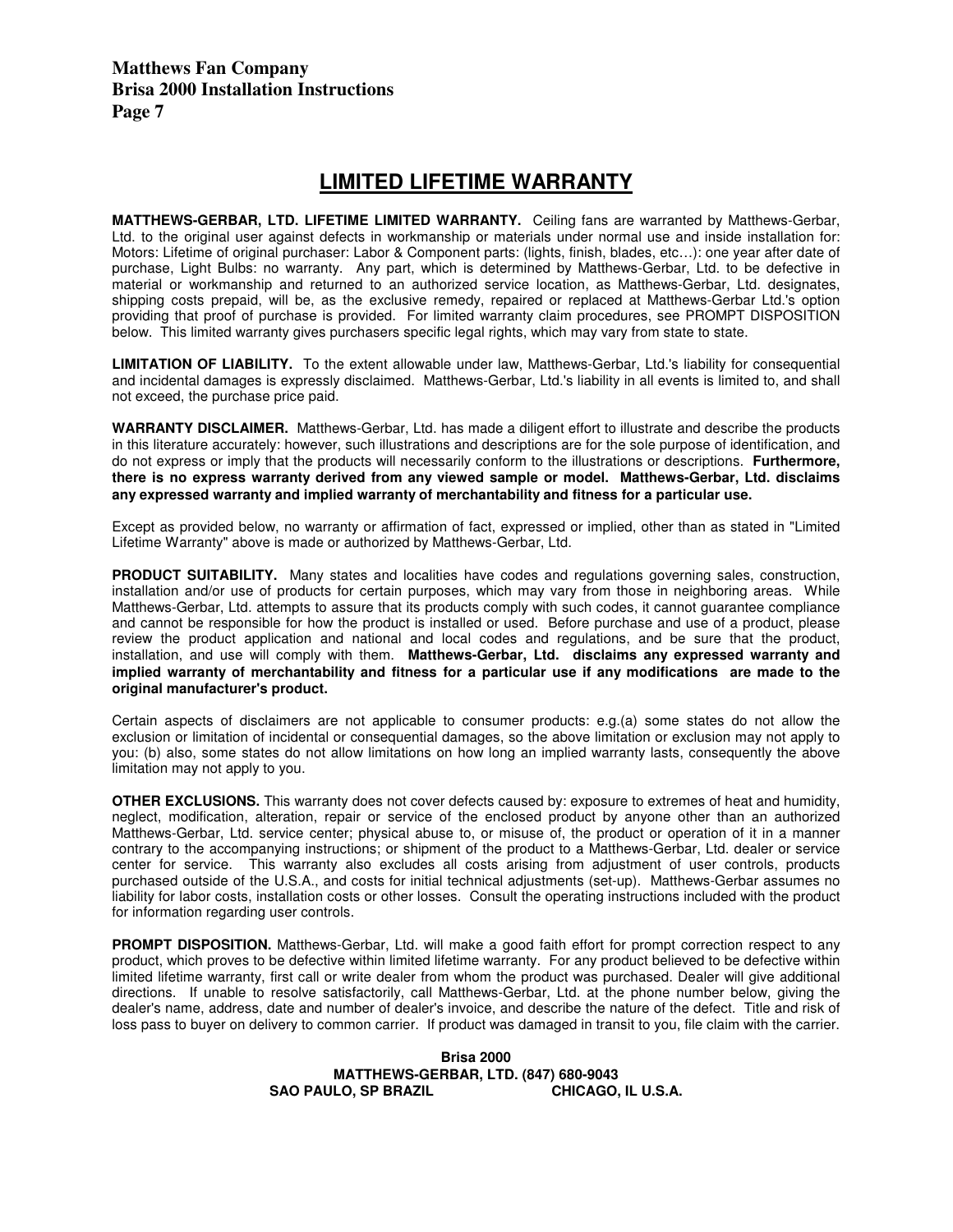# LIMITED LIFETIME WARRANTY

**MATTHEWS-GERBAR, LTD. LIFETIME LIMITED WARRANTY.** Ceiling fans are warranted by Matthews-Gerbar, Ltd. to the original user against defects in workmanship or materials under normal use and inside installation for: Motors: Lifetime of original purchaser: Labor & Component parts: (lights, finish, blades, etc…): one year after date of purchase, Light Bulbs: no warranty. Any part, which is determined by Matthews-Gerbar, Ltd. to be defective in material or workmanship and returned to an authorized service location, as Matthews-Gerbar, Ltd. designates, shipping costs prepaid, will be, as the exclusive remedy, repaired or replaced at Matthews-Gerbar Ltd.'s option providing that proof of purchase is provided. For limited warranty claim procedures, see PROMPT DISPOSITION below. This limited warranty gives purchasers specific legal rights, which may vary from state to state.

**LIMITATION OF LIABILITY.** To the extent allowable under law, Matthews-Gerbar, Ltd.'s liability for consequential and incidental damages is expressly disclaimed. Matthews-Gerbar, Ltd.'s liability in all events is limited to, and shall not exceed, the purchase price paid.

**WARRANTY DISCLAIMER.** Matthews-Gerbar, Ltd. has made a diligent effort to illustrate and describe the products in this literature accurately: however, such illustrations and descriptions are for the sole purpose of identification, and do not express or imply that the products will necessarily conform to the illustrations or descriptions. **Furthermore, there is no express warranty derived from any viewed sample or model. Matthews-Gerbar, Ltd. disclaims any expressed warranty and implied warranty of merchantability and fitness for a particular use.**

Except as provided below, no warranty or affirmation of fact, expressed or implied, other than as stated in "Limited Lifetime Warranty" above is made or authorized by Matthews-Gerbar, Ltd.

**PRODUCT SUITABILITY.** Many states and localities have codes and regulations governing sales, construction, installation and/or use of products for certain purposes, which may vary from those in neighboring areas. While Matthews-Gerbar, Ltd. attempts to assure that its products comply with such codes, it cannot guarantee compliance and cannot be responsible for how the product is installed or used. Before purchase and use of a product, please review the product application and national and local codes and regulations, and be sure that the product, installation, and use will comply with them. **Matthews-Gerbar, Ltd. disclaims any expressed warranty and implied warranty of merchantability and fitness for a particular use if any modifications are made to the original manufacturer's product.**

Certain aspects of disclaimers are not applicable to consumer products: e.g.(a) some states do not allow the exclusion or limitation of incidental or consequential damages, so the above limitation or exclusion may not apply to you: (b) also, some states do not allow limitations on how long an implied warranty lasts, consequently the above limitation may not apply to you.

**OTHER EXCLUSIONS.** This warranty does not cover defects caused by: exposure to extremes of heat and humidity, neglect, modification, alteration, repair or service of the enclosed product by anyone other than an authorized Matthews-Gerbar, Ltd. service center; physical abuse to, or misuse of, the product or operation of it in a manner contrary to the accompanying instructions; or shipment of the product to a Matthews-Gerbar, Ltd. dealer or service center for service. This warranty also excludes all costs arising from adjustment of user controls, products purchased outside of the U.S.A., and costs for initial technical adjustments (set-up). Matthews-Gerbar assumes no liability for labor costs, installation costs or other losses. Consult the operating instructions included with the product for information regarding user controls.

**PROMPT DISPOSITION.** Matthews-Gerbar, Ltd. will make a good faith effort for prompt correction respect to any product, which proves to be defective within limited lifetime warranty. For any product believed to be defective within limited lifetime warranty, first call or write dealer from whom the product was purchased. Dealer will give additional directions. If unable to resolve satisfactorily, call Matthews-Gerbar, Ltd. at the phone number below, giving the dealer's name, address, date and number of dealer's invoice, and describe the nature of the defect. Title and risk of loss pass to buyer on delivery to common carrier. If product was damaged in transit to you, file claim with the carrier.

**Brisa 2000**
**MATTHEWS-GERBAR, LTD. (847) 680-9043**
**SAO PAULO, SP BRAZIL CHICAGO, IL U.S.A.**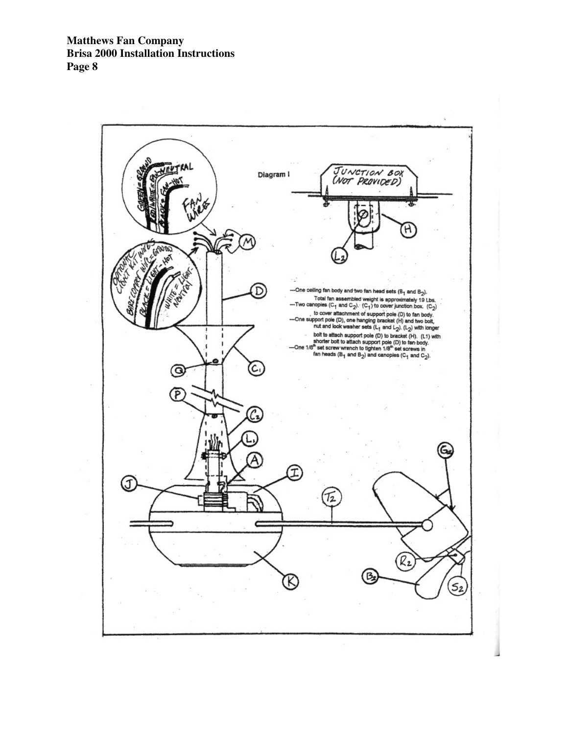Diagram I

—One ceiling fan body and two fan head sets ($B_1$ and $B_2$).
Total fan assembled weight is approximately 19 Lbs.

—Two canopies ($C_1$ and $C_2$). ($C_1$) to cover junction box. ($C_2$) to cover attachment of support pole (D) to fan body.

—One support pole (D), one hanging bracket (H) and two bolt, nut and lock washer sets ($L_1$ and $L_2$). ($L_2$) with longer bolt to attach support pole (D) to bracket (H). (L1) with shorter bolt to attach support pole (D) to fan body.

—One 1/8[th] set screw wrench to tighten 1/8[th] set screws in fan heads ($B_1$ and $B_2$) and canopies ($C_1$ and $C_2$).

JUNCTION BOX (NOT PROVIDED)

FAN WIRES: GREEN = GROUND; RED/WHITE = FAN-NEUTRAL; BLACK = FAN-HOT

OPTIONAL LIGHT KIT WIRES: BARE COPPER WIRE = GROUND; BLACK = LIGHT-HOT; WHITE = LIGHT-NEUTRAL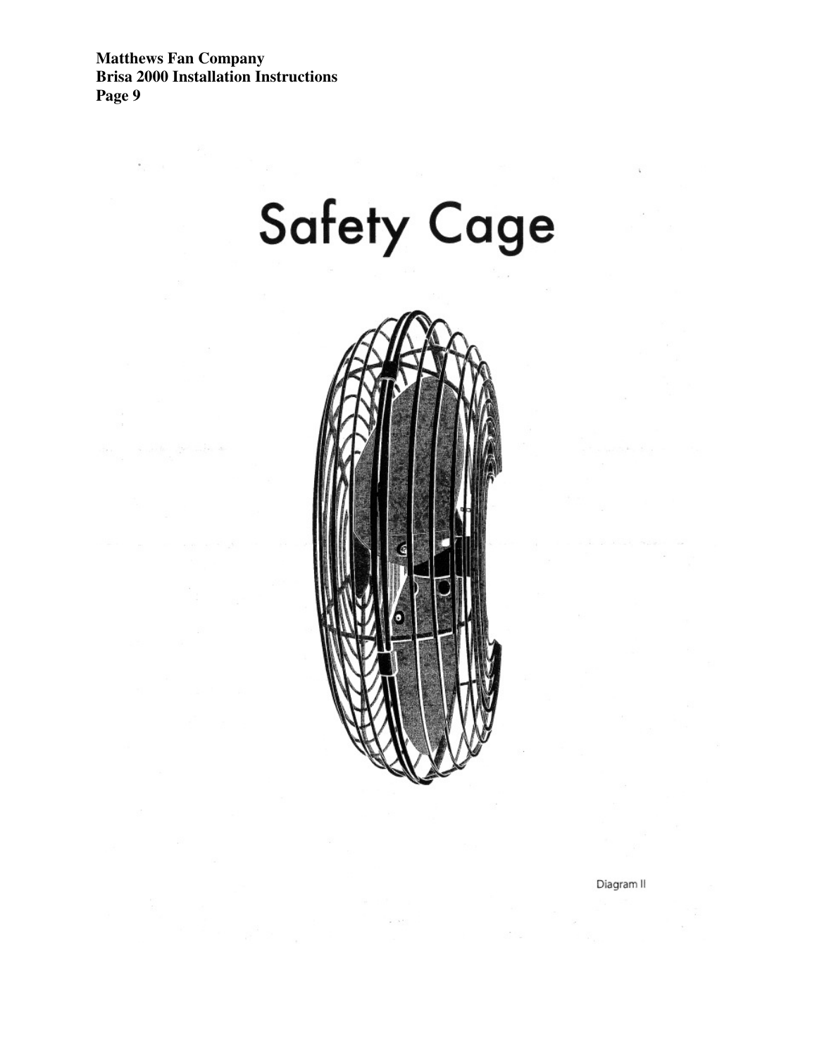# Safety Cage

Diagram II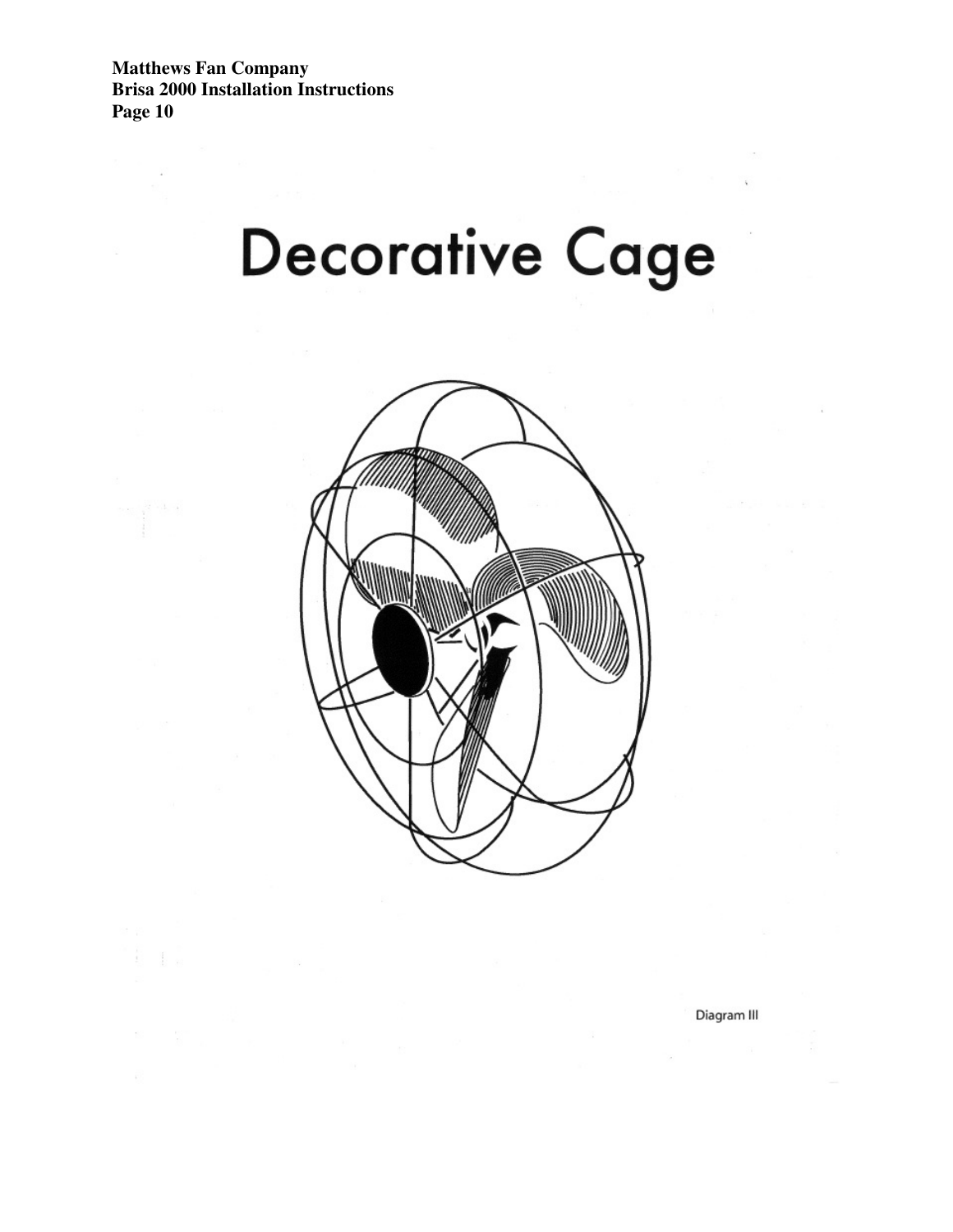# Decorative Cage

Diagram III